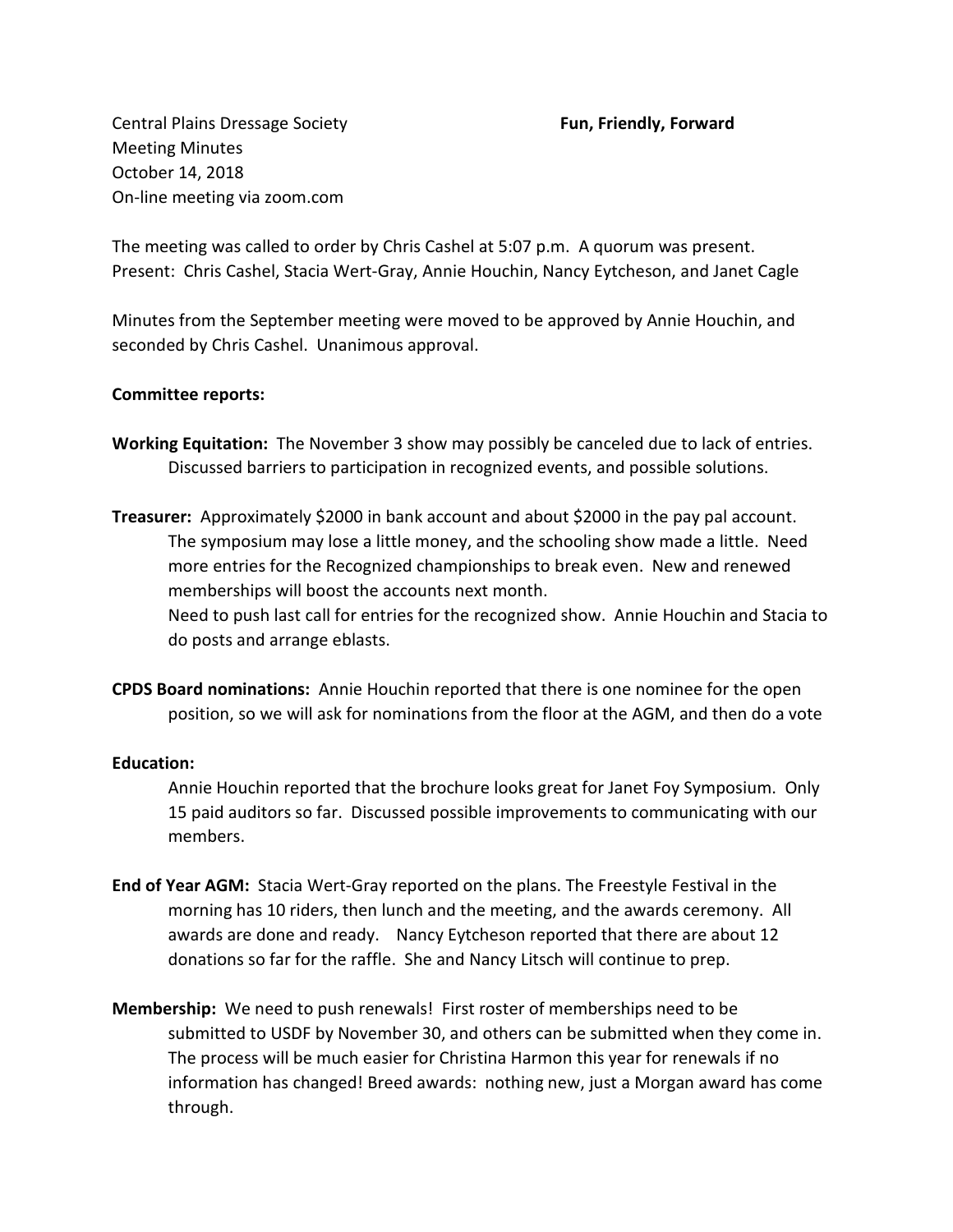Central Plains Dressage Society **Fun, Friendly, Forward**
Meeting Minutes
October 14, 2018
On-line meeting via zoom.com

The meeting was called to order by Chris Cashel at 5:07 p.m. A quorum was present. Present: Chris Cashel, Stacia Wert-Gray, Annie Houchin, Nancy Eytcheson, and Janet Cagle

Minutes from the September meeting were moved to be approved by Annie Houchin, and seconded by Chris Cashel. Unanimous approval.

**Committee reports:**

**Working Equitation:** The November 3 show may possibly be canceled due to lack of entries. Discussed barriers to participation in recognized events, and possible solutions.

**Treasurer:** Approximately $2000 in bank account and about $2000 in the pay pal account. The symposium may lose a little money, and the schooling show made a little. Need more entries for the Recognized championships to break even. New and renewed memberships will boost the accounts next month.
Need to push last call for entries for the recognized show. Annie Houchin and Stacia to do posts and arrange eblasts.

**CPDS Board nominations:** Annie Houchin reported that there is one nominee for the open position, so we will ask for nominations from the floor at the AGM, and then do a vote

**Education:**
Annie Houchin reported that the brochure looks great for Janet Foy Symposium. Only 15 paid auditors so far. Discussed possible improvements to communicating with our members.

**End of Year AGM:** Stacia Wert-Gray reported on the plans. The Freestyle Festival in the morning has 10 riders, then lunch and the meeting, and the awards ceremony. All awards are done and ready. Nancy Eytcheson reported that there are about 12 donations so far for the raffle. She and Nancy Litsch will continue to prep.

**Membership:** We need to push renewals! First roster of memberships need to be submitted to USDF by November 30, and others can be submitted when they come in. The process will be much easier for Christina Harmon this year for renewals if no information has changed! Breed awards: nothing new, just a Morgan award has come through.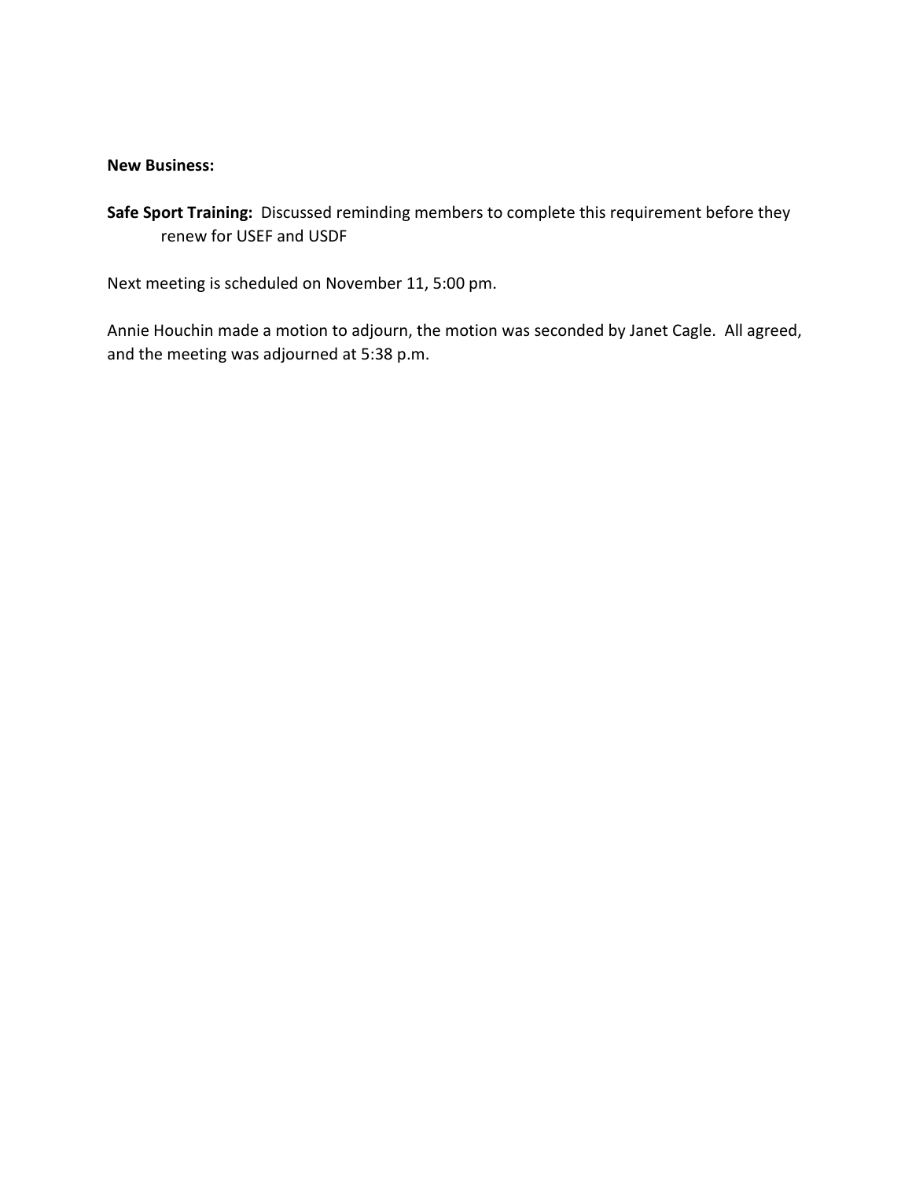**New Business:**

**Safe Sport Training:** Discussed reminding members to complete this requirement before they renew for USEF and USDF

Next meeting is scheduled on November 11, 5:00 pm.

Annie Houchin made a motion to adjourn, the motion was seconded by Janet Cagle. All agreed, and the meeting was adjourned at 5:38 p.m.